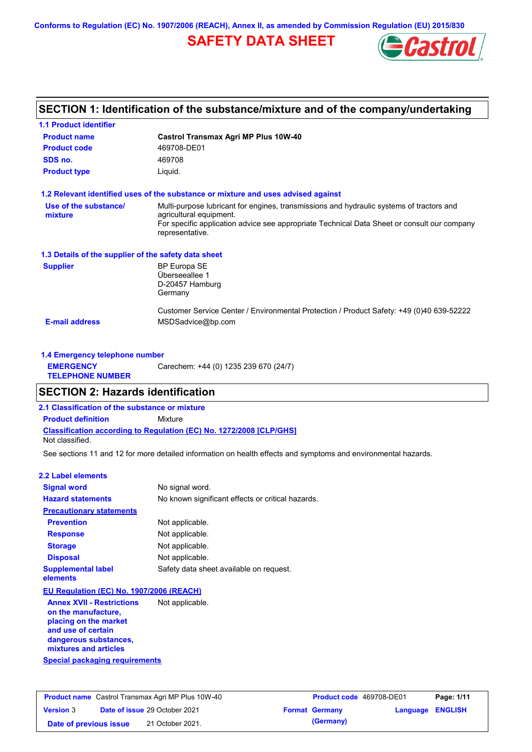Conforms to Regulation (EC) No. 1907/2006 (REACH), Annex II, as amended by Commission Regulation (EU) 2015/830

# SAFETY DATA SHEET

## SECTION 1: Identification of the substance/mixture and of the company/undertaking

### 1.1 Product identifier

| | |
|---|---|
| **Product name** | **Castrol Transmax Agri MP Plus 10W-40** |
| **Product code** | 469708-DE01 |
| **SDS no.** | 469708 |
| **Product type** | Liquid. |

### 1.2 Relevant identified uses of the substance or mixture and uses advised against

**Use of the substance/ mixture**: Multi-purpose lubricant for engines, transmissions and hydraulic systems of tractors and agricultural equipment.
For specific application advice see appropriate Technical Data Sheet or consult our company representative.

### 1.3 Details of the supplier of the safety data sheet

**Supplier**: BP Europa SE
Überseeallee 1
D-20457 Hamburg
Germany

Customer Service Center / Environmental Protection / Product Safety: +49 (0)40 639-52222

**E-mail address**: MSDSadvice@bp.com

### 1.4 Emergency telephone number

**EMERGENCY TELEPHONE NUMBER**: Carechem: +44 (0) 1235 239 670 (24/7)

## SECTION 2: Hazards identification

### 2.1 Classification of the substance or mixture

**Product definition**: Mixture

**Classification according to Regulation (EC) No. 1272/2008 [CLP/GHS]**

Not classified.

See sections 11 and 12 for more detailed information on health effects and symptoms and environmental hazards.

### 2.2 Label elements

| | |
|---|---|
| **Signal word** | No signal word. |
| **Hazard statements** | No known significant effects or critical hazards. |
| **Precautionary statements** | |
| **Prevention** | Not applicable. |
| **Response** | Not applicable. |
| **Storage** | Not applicable. |
| **Disposal** | Not applicable. |
| **Supplemental label elements** | Safety data sheet available on request. |

**EU Regulation (EC) No. 1907/2006 (REACH)**

**Annex XVII - Restrictions on the manufacture, placing on the market and use of certain dangerous substances, mixtures and articles**: Not applicable.

**Special packaging requirements**

| Product name | Castrol Transmax Agri MP Plus 10W-40 | Product code | 469708-DE01 |
|---|---|---|---|
| Version 3 | Date of issue 29 October 2021 | Format Germany (Germany) | Language ENGLISH |
| Date of previous issue | 21 October 2021. | | |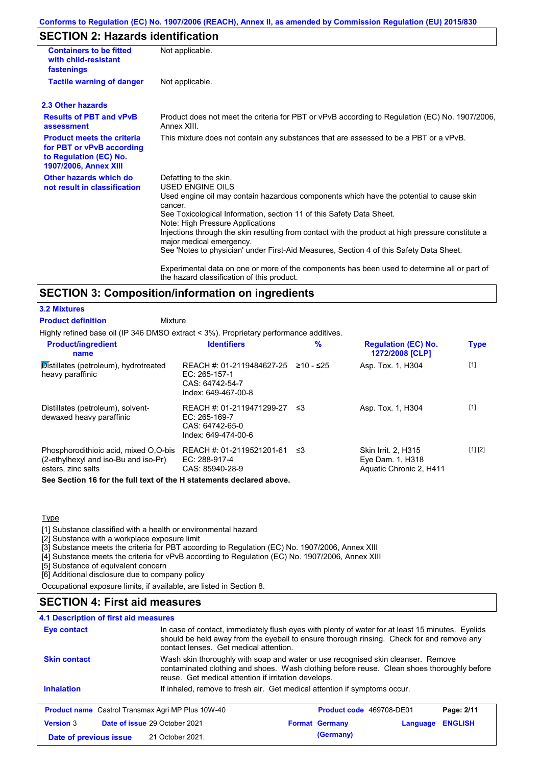## SECTION 2: Hazards identification

| | |
|---|---|
| **Containers to be fitted with child-resistant fastenings** | Not applicable. |
| **Tactile warning of danger** | Not applicable. |

### 2.3 Other hazards

| | |
|---|---|
| **Results of PBT and vPvB assessment** | Product does not meet the criteria for PBT or vPvB according to Regulation (EC) No. 1907/2006, Annex XIII. |
| **Product meets the criteria for PBT or vPvB according to Regulation (EC) No. 1907/2006, Annex XIII** | This mixture does not contain any substances that are assessed to be a PBT or a vPvB. |
| **Other hazards which do not result in classification** | Defatting to the skin.<br>USED ENGINE OILS<br>Used engine oil may contain hazardous components which have the potential to cause skin cancer.<br>See Toxicological Information, section 11 of this Safety Data Sheet.<br>Note: High Pressure Applications<br>Injections through the skin resulting from contact with the product at high pressure constitute a major medical emergency.<br>See 'Notes to physician' under First-Aid Measures, Section 4 of this Safety Data Sheet.<br><br>Experimental data on one or more of the components has been used to determine all or part of the hazard classification of this product. |

## SECTION 3: Composition/information on ingredients

### 3.2 Mixtures

**Product definition** Mixture

Highly refined base oil (IP 346 DMSO extract < 3%). Proprietary performance additives.

| Product/ingredient name | Identifiers | % | Regulation (EC) No. 1272/2008 [CLP] | Type |
|---|---|---|---|---|
| Distillates (petroleum), hydrotreated heavy paraffinic | REACH #: 01-2119484627-25<br>EC: 265-157-1<br>CAS: 64742-54-7<br>Index: 649-467-00-8 | ≥10 - ≤25 | Asp. Tox. 1, H304 | [1] |
| Distillates (petroleum), solvent-dewaxed heavy paraffinic | REACH #: 01-2119471299-27<br>EC: 265-169-7<br>CAS: 64742-65-0<br>Index: 649-474-00-6 | ≤3 | Asp. Tox. 1, H304 | [1] |
| Phosphorodithioic acid, mixed O,O-bis (2-ethylhexyl and iso-Bu and iso-Pr) esters, zinc salts | REACH #: 01-2119521201-61<br>EC: 288-917-4<br>CAS: 85940-28-9 | ≤3 | Skin Irrit. 2, H315<br>Eye Dam. 1, H318<br>Aquatic Chronic 2, H411 | [1] [2] |

**See Section 16 for the full text of the H statements declared above.**

Type

[1] Substance classified with a health or environmental hazard
[2] Substance with a workplace exposure limit
[3] Substance meets the criteria for PBT according to Regulation (EC) No. 1907/2006, Annex XIII
[4] Substance meets the criteria for vPvB according to Regulation (EC) No. 1907/2006, Annex XIII
[5] Substance of equivalent concern
[6] Additional disclosure due to company policy

Occupational exposure limits, if available, are listed in Section 8.

## SECTION 4: First aid measures

### 4.1 Description of first aid measures

| | |
|---|---|
| **Eye contact** | In case of contact, immediately flush eyes with plenty of water for at least 15 minutes. Eyelids should be held away from the eyeball to ensure thorough rinsing. Check for and remove any contact lenses. Get medical attention. |
| **Skin contact** | Wash skin thoroughly with soap and water or use recognised skin cleanser. Remove contaminated clothing and shoes. Wash clothing before reuse. Clean shoes thoroughly before reuse. Get medical attention if irritation develops. |
| **Inhalation** | If inhaled, remove to fresh air. Get medical attention if symptoms occur. |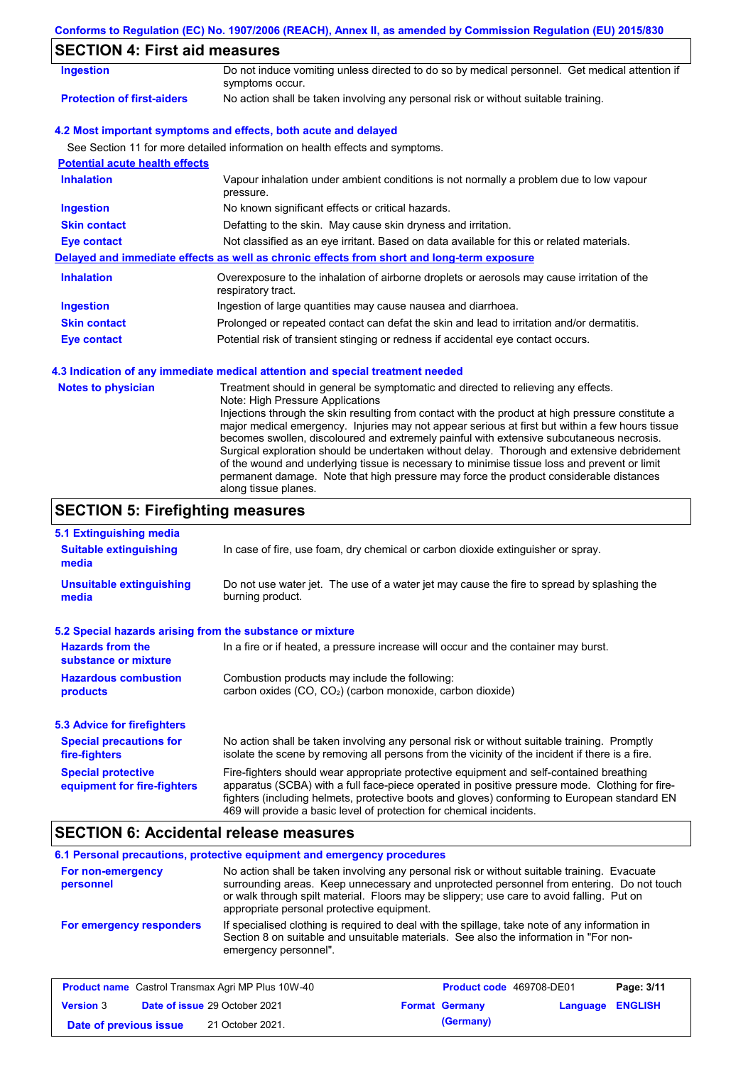## SECTION 4: First aid measures

| | |
|---|---|
| **Ingestion** | Do not induce vomiting unless directed to do so by medical personnel. Get medical attention if symptoms occur. |
| **Protection of first-aiders** | No action shall be taken involving any personal risk or without suitable training. |

### 4.2 Most important symptoms and effects, both acute and delayed

See Section 11 for more detailed information on health effects and symptoms.

**Potential acute health effects**

| | |
|---|---|
| **Inhalation** | Vapour inhalation under ambient conditions is not normally a problem due to low vapour pressure. |
| **Ingestion** | No known significant effects or critical hazards. |
| **Skin contact** | Defatting to the skin. May cause skin dryness and irritation. |
| **Eye contact** | Not classified as an eye irritant. Based on data available for this or related materials. |

**Delayed and immediate effects as well as chronic effects from short and long-term exposure**

| | |
|---|---|
| **Inhalation** | Overexposure to the inhalation of airborne droplets or aerosols may cause irritation of the respiratory tract. |
| **Ingestion** | Ingestion of large quantities may cause nausea and diarrhoea. |
| **Skin contact** | Prolonged or repeated contact can defat the skin and lead to irritation and/or dermatitis. |
| **Eye contact** | Potential risk of transient stinging or redness if accidental eye contact occurs. |

### 4.3 Indication of any immediate medical attention and special treatment needed

**Notes to physician**

Treatment should in general be symptomatic and directed to relieving any effects.
Note: High Pressure Applications
Injections through the skin resulting from contact with the product at high pressure constitute a major medical emergency. Injuries may not appear serious at first but within a few hours tissue becomes swollen, discoloured and extremely painful with extensive subcutaneous necrosis. Surgical exploration should be undertaken without delay. Thorough and extensive debridement of the wound and underlying tissue is necessary to minimise tissue loss and prevent or limit permanent damage. Note that high pressure may force the product considerable distances along tissue planes.

## SECTION 5: Firefighting measures

### 5.1 Extinguishing media

| | |
|---|---|
| **Suitable extinguishing media** | In case of fire, use foam, dry chemical or carbon dioxide extinguisher or spray. |
| **Unsuitable extinguishing media** | Do not use water jet. The use of a water jet may cause the fire to spread by splashing the burning product. |

### 5.2 Special hazards arising from the substance or mixture

| | |
|---|---|
| **Hazards from the substance or mixture** | In a fire or if heated, a pressure increase will occur and the container may burst. |
| **Hazardous combustion products** | Combustion products may include the following: carbon oxides (CO, $CO_2$) (carbon monoxide, carbon dioxide) |

### 5.3 Advice for firefighters

| | |
|---|---|
| **Special precautions for fire-fighters** | No action shall be taken involving any personal risk or without suitable training. Promptly isolate the scene by removing all persons from the vicinity of the incident if there is a fire. |
| **Special protective equipment for fire-fighters** | Fire-fighters should wear appropriate protective equipment and self-contained breathing apparatus (SCBA) with a full face-piece operated in positive pressure mode. Clothing for fire-fighters (including helmets, protective boots and gloves) conforming to European standard EN 469 will provide a basic level of protection for chemical incidents. |

## SECTION 6: Accidental release measures

### 6.1 Personal precautions, protective equipment and emergency procedures

| | |
|---|---|
| **For non-emergency personnel** | No action shall be taken involving any personal risk or without suitable training. Evacuate surrounding areas. Keep unnecessary and unprotected personnel from entering. Do not touch or walk through spilt material. Floors may be slippery; use care to avoid falling. Put on appropriate personal protective equipment. |
| **For emergency responders** | If specialised clothing is required to deal with the spillage, take note of any information in Section 8 on suitable and unsuitable materials. See also the information in "For non-emergency personnel". |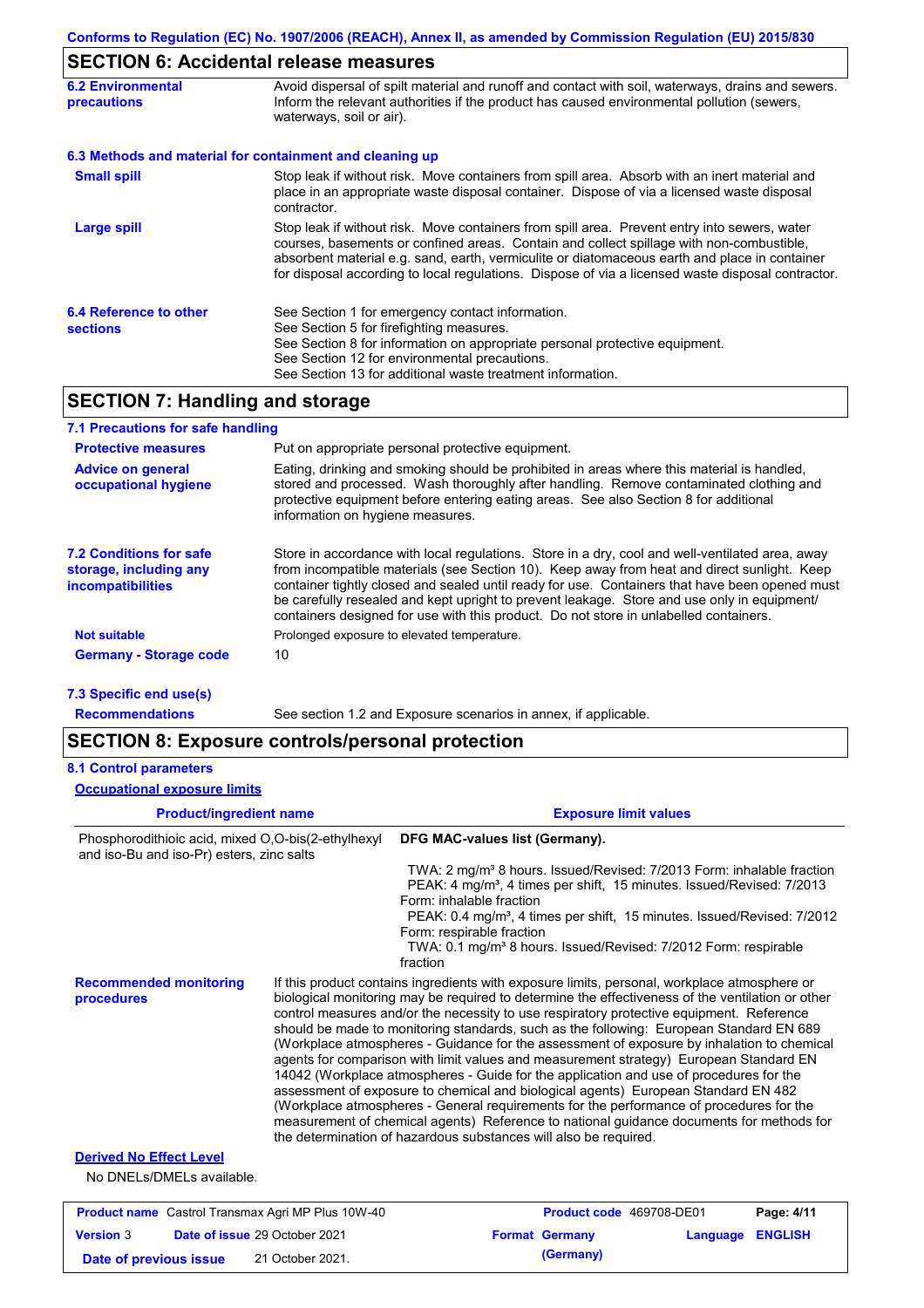## SECTION 6: Accidental release measures

**6.2 Environmental precautions**

Avoid dispersal of spilt material and runoff and contact with soil, waterways, drains and sewers. Inform the relevant authorities if the product has caused environmental pollution (sewers, waterways, soil or air).

### 6.3 Methods and material for containment and cleaning up

**Small spill**

Stop leak if without risk. Move containers from spill area. Absorb with an inert material and place in an appropriate waste disposal container. Dispose of via a licensed waste disposal contractor.

**Large spill**

Stop leak if without risk. Move containers from spill area. Prevent entry into sewers, water courses, basements or confined areas. Contain and collect spillage with non-combustible, absorbent material e.g. sand, earth, vermiculite or diatomaceous earth and place in container for disposal according to local regulations. Dispose of via a licensed waste disposal contractor.

**6.4 Reference to other sections**

See Section 1 for emergency contact information.
See Section 5 for firefighting measures.
See Section 8 for information on appropriate personal protective equipment.
See Section 12 for environmental precautions.
See Section 13 for additional waste treatment information.

## SECTION 7: Handling and storage

### 7.1 Precautions for safe handling

**Protective measures**

Put on appropriate personal protective equipment.

**Advice on general occupational hygiene**

Eating, drinking and smoking should be prohibited in areas where this material is handled, stored and processed. Wash thoroughly after handling. Remove contaminated clothing and protective equipment before entering eating areas. See also Section 8 for additional information on hygiene measures.

**7.2 Conditions for safe storage, including any incompatibilities**

Store in accordance with local regulations. Store in a dry, cool and well-ventilated area, away from incompatible materials (see Section 10). Keep away from heat and direct sunlight. Keep container tightly closed and sealed until ready for use. Containers that have been opened must be carefully resealed and kept upright to prevent leakage. Store and use only in equipment/ containers designed for use with this product. Do not store in unlabelled containers.

**Not suitable**

Prolonged exposure to elevated temperature.

**Germany - Storage code**

10

### 7.3 Specific end use(s)

**Recommendations**

See section 1.2 and Exposure scenarios in annex, if applicable.

## SECTION 8: Exposure controls/personal protection

### 8.1 Control parameters

**Occupational exposure limits**

| Product/ingredient name | Exposure limit values |
|---|---|
| Phosphorodithioic acid, mixed O,O-bis(2-ethylhexyl and iso-Bu and iso-Pr) esters, zinc salts | **DFG MAC-values list (Germany).**<br>TWA: 2 mg/m³ 8 hours. Issued/Revised: 7/2013 Form: inhalable fraction<br>PEAK: 4 mg/m³, 4 times per shift, 15 minutes. Issued/Revised: 7/2013 Form: inhalable fraction<br>PEAK: 0.4 mg/m³, 4 times per shift, 15 minutes. Issued/Revised: 7/2012 Form: respirable fraction<br>TWA: 0.1 mg/m³ 8 hours. Issued/Revised: 7/2012 Form: respirable fraction |

**Recommended monitoring procedures**

If this product contains ingredients with exposure limits, personal, workplace atmosphere or biological monitoring may be required to determine the effectiveness of the ventilation or other control measures and/or the necessity to use respiratory protective equipment. Reference should be made to monitoring standards, such as the following: European Standard EN 689 (Workplace atmospheres - Guidance for the assessment of exposure by inhalation to chemical agents for comparison with limit values and measurement strategy) European Standard EN 14042 (Workplace atmospheres - Guide for the application and use of procedures for the assessment of exposure to chemical and biological agents) European Standard EN 482 (Workplace atmospheres - General requirements for the performance of procedures for the measurement of chemical agents) Reference to national guidance documents for methods for the determination of hazardous substances will also be required.

**Derived No Effect Level**

No DNELs/DMELs available.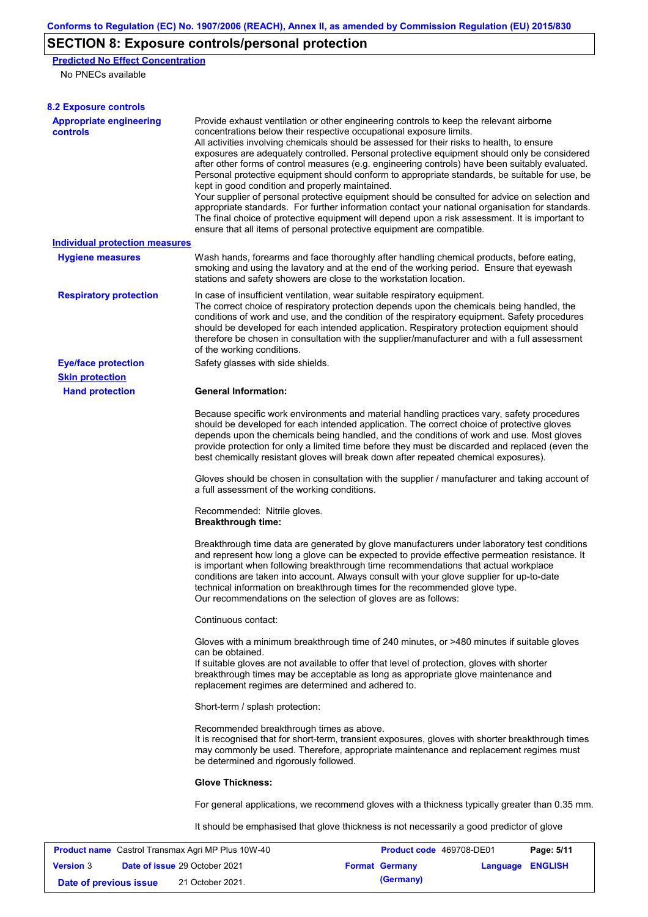## SECTION 8: Exposure controls/personal protection

**Predicted No Effect Concentration**

No PNECs available

**8.2 Exposure controls**

**Appropriate engineering controls**

Provide exhaust ventilation or other engineering controls to keep the relevant airborne concentrations below their respective occupational exposure limits.
All activities involving chemicals should be assessed for their risks to health, to ensure exposures are adequately controlled. Personal protective equipment should only be considered after other forms of control measures (e.g. engineering controls) have been suitably evaluated. Personal protective equipment should conform to appropriate standards, be suitable for use, be kept in good condition and properly maintained.
Your supplier of personal protective equipment should be consulted for advice on selection and appropriate standards. For further information contact your national organisation for standards. The final choice of protective equipment will depend upon a risk assessment. It is important to ensure that all items of personal protective equipment are compatible.

**Individual protection measures**

**Hygiene measures**

Wash hands, forearms and face thoroughly after handling chemical products, before eating, smoking and using the lavatory and at the end of the working period. Ensure that eyewash stations and safety showers are close to the workstation location.

**Respiratory protection**

In case of insufficient ventilation, wear suitable respiratory equipment.
The correct choice of respiratory protection depends upon the chemicals being handled, the conditions of work and use, and the condition of the respiratory equipment. Safety procedures should be developed for each intended application. Respiratory protection equipment should therefore be chosen in consultation with the supplier/manufacturer and with a full assessment of the working conditions.

**Eye/face protection**

Safety glasses with side shields.

**Skin protection**

**Hand protection**

**General Information:**

Because specific work environments and material handling practices vary, safety procedures should be developed for each intended application. The correct choice of protective gloves depends upon the chemicals being handled, and the conditions of work and use. Most gloves provide protection for only a limited time before they must be discarded and replaced (even the best chemically resistant gloves will break down after repeated chemical exposures).

Gloves should be chosen in consultation with the supplier / manufacturer and taking account of a full assessment of the working conditions.

Recommended: Nitrile gloves.
**Breakthrough time:**

Breakthrough time data are generated by glove manufacturers under laboratory test conditions and represent how long a glove can be expected to provide effective permeation resistance. It is important when following breakthrough time recommendations that actual workplace conditions are taken into account. Always consult with your glove supplier for up-to-date technical information on breakthrough times for the recommended glove type.
Our recommendations on the selection of gloves are as follows:

Continuous contact:

Gloves with a minimum breakthrough time of 240 minutes, or >480 minutes if suitable gloves can be obtained.
If suitable gloves are not available to offer that level of protection, gloves with shorter breakthrough times may be acceptable as long as appropriate glove maintenance and replacement regimes are determined and adhered to.

Short-term / splash protection:

Recommended breakthrough times as above.
It is recognised that for short-term, transient exposures, gloves with shorter breakthrough times may commonly be used. Therefore, appropriate maintenance and replacement regimes must be determined and rigorously followed.

**Glove Thickness:**

For general applications, we recommend gloves with a thickness typically greater than 0.35 mm.

It should be emphasised that glove thickness is not necessarily a good predictor of glove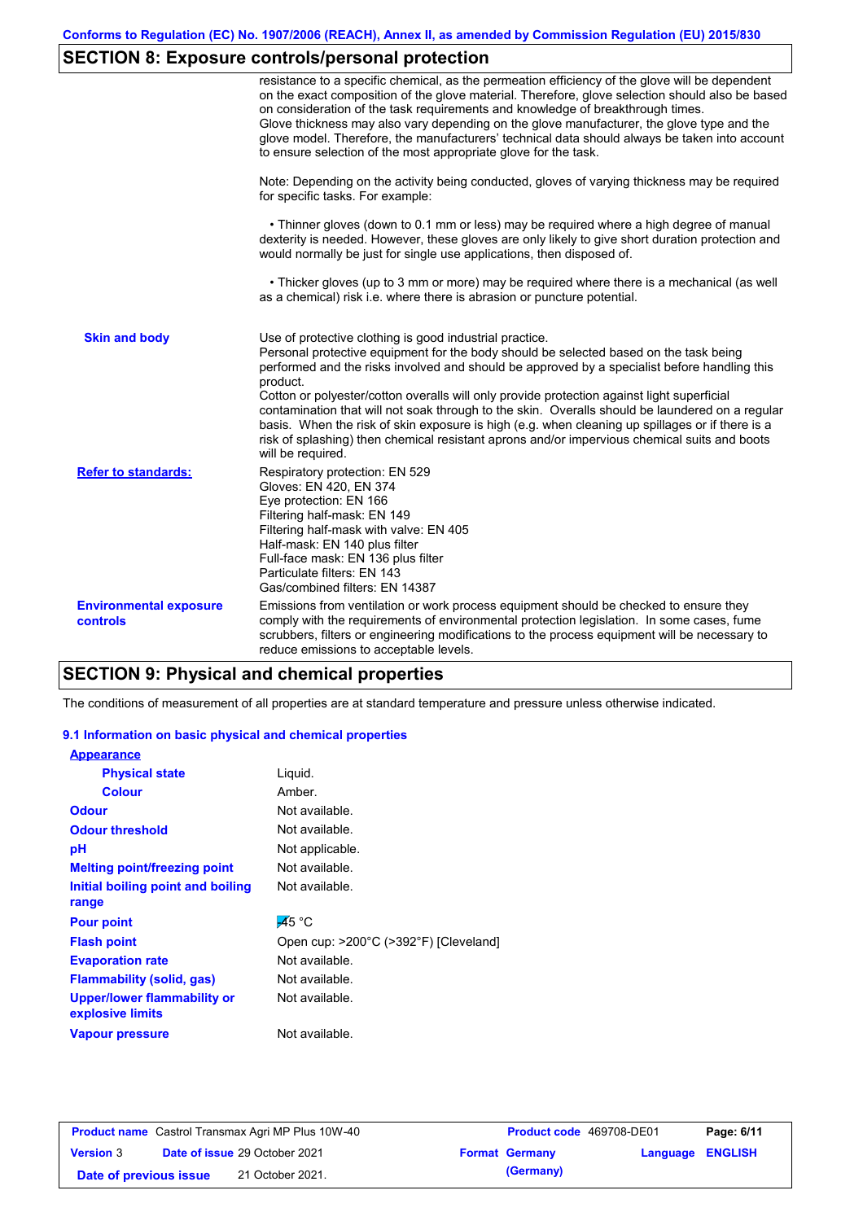Conforms to Regulation (EC) No. 1907/2006 (REACH), Annex II, as amended by Commission Regulation (EU) 2015/830

## SECTION 8: Exposure controls/personal protection

resistance to a specific chemical, as the permeation efficiency of the glove will be dependent on the exact composition of the glove material. Therefore, glove selection should also be based on consideration of the task requirements and knowledge of breakthrough times.
Glove thickness may also vary depending on the glove manufacturer, the glove type and the glove model. Therefore, the manufacturers' technical data should always be taken into account to ensure selection of the most appropriate glove for the task.

Note: Depending on the activity being conducted, gloves of varying thickness may be required for specific tasks. For example:

• Thinner gloves (down to 0.1 mm or less) may be required where a high degree of manual dexterity is needed. However, these gloves are only likely to give short duration protection and would normally be just for single use applications, then disposed of.

• Thicker gloves (up to 3 mm or more) may be required where there is a mechanical (as well as a chemical) risk i.e. where there is abrasion or puncture potential.

**Skin and body**

Use of protective clothing is good industrial practice.
Personal protective equipment for the body should be selected based on the task being performed and the risks involved and should be approved by a specialist before handling this product.
Cotton or polyester/cotton overalls will only provide protection against light superficial contamination that will not soak through to the skin. Overalls should be laundered on a regular basis. When the risk of skin exposure is high (e.g. when cleaning up spillages or if there is a risk of splashing) then chemical resistant aprons and/or impervious chemical suits and boots will be required.

**Refer to standards:**

Respiratory protection: EN 529
Gloves: EN 420, EN 374
Eye protection: EN 166
Filtering half-mask: EN 149
Filtering half-mask with valve: EN 405
Half-mask: EN 140 plus filter
Full-face mask: EN 136 plus filter
Particulate filters: EN 143
Gas/combined filters: EN 14387

**Environmental exposure controls**

Emissions from ventilation or work process equipment should be checked to ensure they comply with the requirements of environmental protection legislation. In some cases, fume scrubbers, filters or engineering modifications to the process equipment will be necessary to reduce emissions to acceptable levels.

## SECTION 9: Physical and chemical properties

The conditions of measurement of all properties are at standard temperature and pressure unless otherwise indicated.

### 9.1 Information on basic physical and chemical properties

**Appearance**

| | |
|---|---|
| **Physical state** | Liquid. |
| **Colour** | Amber. |
| **Odour** | Not available. |
| **Odour threshold** | Not available. |
| **pH** | Not applicable. |
| **Melting point/freezing point** | Not available. |
| **Initial boiling point and boiling range** | Not available. |
| **Pour point** | -45 °C |
| **Flash point** | Open cup: >200°C (>392°F) [Cleveland] |
| **Evaporation rate** | Not available. |
| **Flammability (solid, gas)** | Not available. |
| **Upper/lower flammability or explosive limits** | Not available. |
| **Vapour pressure** | Not available. |

| | | | |
|---|---|---|---|
| **Product name** Castrol Transmax Agri MP Plus 10W-40 | | **Product code** 469708-DE01 | **Page: 6/11** |
| **Version** 3 | **Date of issue** 29 October 2021 | **Format Germany (Germany)** | **Language ENGLISH** |
| **Date of previous issue** | 21 October 2021. | | |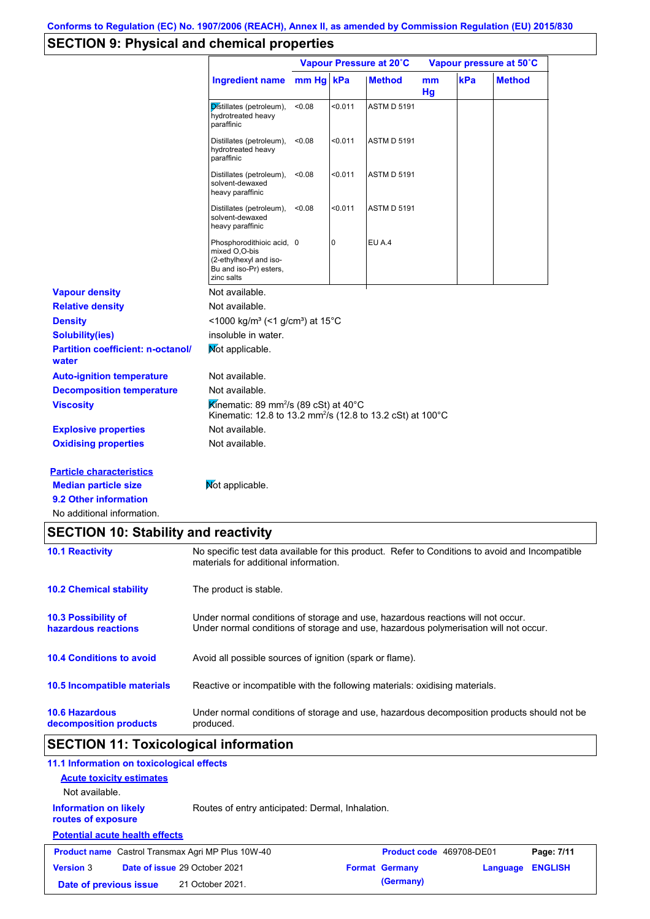Conforms to Regulation (EC) No. 1907/2006 (REACH), Annex II, as amended by Commission Regulation (EU) 2015/830

## SECTION 9: Physical and chemical properties

| | Vapour Pressure at 20˚C | | | Vapour pressure at 50˚C | | |
|---|---|---|---|---|---|---|
| **Ingredient name** | **mm Hg** | **kPa** | **Method** | **mm Hg** | **kPa** | **Method** |
| Distillates (petroleum), hydrotreated heavy paraffinic | <0.08 | <0.011 | ASTM D 5191 | | | |
| Distillates (petroleum), hydrotreated heavy paraffinic | <0.08 | <0.011 | ASTM D 5191 | | | |
| Distillates (petroleum), solvent-dewaxed heavy paraffinic | <0.08 | <0.011 | ASTM D 5191 | | | |
| Distillates (petroleum), solvent-dewaxed heavy paraffinic | <0.08 | <0.011 | ASTM D 5191 | | | |
| Phosphorodithioic acid, mixed O,O-bis (2-ethylhexyl and iso-Bu and iso-Pr) esters, zinc salts | 0 | 0 | EU A.4 | | | |

**Vapour density**: Not available.

**Relative density**: Not available.

**Density**: <1000 kg/m³ (<1 g/cm³) at 15°C

**Solubility(ies)**: insoluble in water.

**Partition coefficient: n-octanol/water**: Not applicable.

**Auto-ignition temperature**: Not available.

**Decomposition temperature**: Not available.

**Viscosity**: Kinematic: 89 mm²/s (89 cSt) at 40°C
Kinematic: 12.8 to 13.2 mm²/s (12.8 to 13.2 cSt) at 100°C

**Explosive properties**: Not available.

**Oxidising properties**: Not available.

**Particle characteristics**

**Median particle size**: Not applicable.

**9.2 Other information**

No additional information.

## SECTION 10: Stability and reactivity

**10.1 Reactivity**: No specific test data available for this product. Refer to Conditions to avoid and Incompatible materials for additional information.

**10.2 Chemical stability**: The product is stable.

**10.3 Possibility of hazardous reactions**: Under normal conditions of storage and use, hazardous reactions will not occur.
Under normal conditions of storage and use, hazardous polymerisation will not occur.

**10.4 Conditions to avoid**: Avoid all possible sources of ignition (spark or flame).

**10.5 Incompatible materials**: Reactive or incompatible with the following materials: oxidising materials.

**10.6 Hazardous decomposition products**: Under normal conditions of storage and use, hazardous decomposition products should not be produced.

## SECTION 11: Toxicological information

**11.1 Information on toxicological effects**

**Acute toxicity estimates**

Not available.

**Information on likely routes of exposure**: Routes of entry anticipated: Dermal, Inhalation.

**Potential acute health effects**

| **Product name** Castrol Transmax Agri MP Plus 10W-40 | **Product code** 469708-DE01 | **Page: 7/11** |
|---|---|---|
| **Version** 3 **Date of issue** 29 October 2021 | **Format** Germany (Germany) | **Language** ENGLISH |
| **Date of previous issue** 21 October 2021. | | |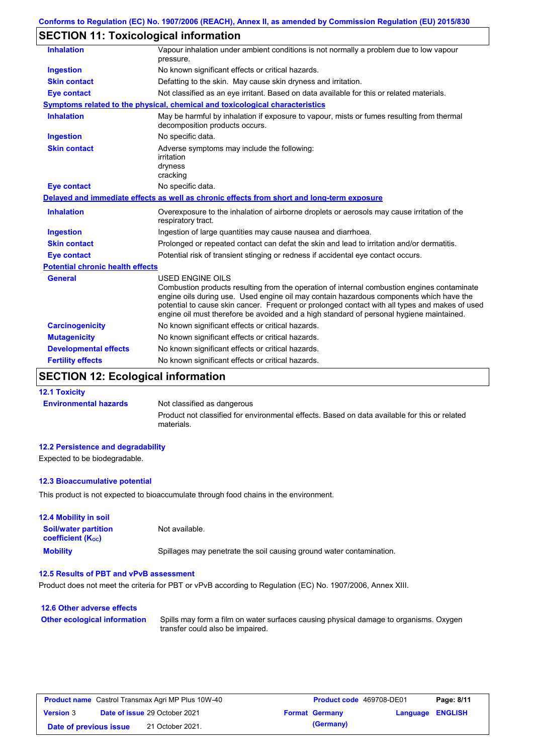## SECTION 11: Toxicological information

| | |
|---|---|
| **Inhalation** | Vapour inhalation under ambient conditions is not normally a problem due to low vapour pressure. |
| **Ingestion** | No known significant effects or critical hazards. |
| **Skin contact** | Defatting to the skin. May cause skin dryness and irritation. |
| **Eye contact** | Not classified as an eye irritant. Based on data available for this or related materials. |

**Symptoms related to the physical, chemical and toxicological characteristics**

| | |
|---|---|
| **Inhalation** | May be harmful by inhalation if exposure to vapour, mists or fumes resulting from thermal decomposition products occurs. |
| **Ingestion** | No specific data. |
| **Skin contact** | Adverse symptoms may include the following:<br>irritation<br>dryness<br>cracking |
| **Eye contact** | No specific data. |

**Delayed and immediate effects as well as chronic effects from short and long-term exposure**

| | |
|---|---|
| **Inhalation** | Overexposure to the inhalation of airborne droplets or aerosols may cause irritation of the respiratory tract. |
| **Ingestion** | Ingestion of large quantities may cause nausea and diarrhoea. |
| **Skin contact** | Prolonged or repeated contact can defat the skin and lead to irritation and/or dermatitis. |
| **Eye contact** | Potential risk of transient stinging or redness if accidental eye contact occurs. |

**Potential chronic health effects**

| | |
|---|---|
| **General** | USED ENGINE OILS<br>Combustion products resulting from the operation of internal combustion engines contaminate engine oils during use. Used engine oil may contain hazardous components which have the potential to cause skin cancer. Frequent or prolonged contact with all types and makes of used engine oil must therefore be avoided and a high standard of personal hygiene maintained. |
| **Carcinogenicity** | No known significant effects or critical hazards. |
| **Mutagenicity** | No known significant effects or critical hazards. |
| **Developmental effects** | No known significant effects or critical hazards. |
| **Fertility effects** | No known significant effects or critical hazards. |

## SECTION 12: Ecological information

### 12.1 Toxicity

| | |
|---|---|
| **Environmental hazards** | Not classified as dangerous<br>Product not classified for environmental effects. Based on data available for this or related materials. |

### 12.2 Persistence and degradability

Expected to be biodegradable.

### 12.3 Bioaccumulative potential

This product is not expected to bioaccumulate through food chains in the environment.

### 12.4 Mobility in soil

| | |
|---|---|
| **Soil/water partition coefficient ($K_{OC}$)** | Not available. |
| **Mobility** | Spillages may penetrate the soil causing ground water contamination. |

### 12.5 Results of PBT and vPvB assessment

Product does not meet the criteria for PBT or vPvB according to Regulation (EC) No. 1907/2006, Annex XIII.

### 12.6 Other adverse effects

| | |
|---|---|
| **Other ecological information** | Spills may form a film on water surfaces causing physical damage to organisms. Oxygen transfer could also be impaired. |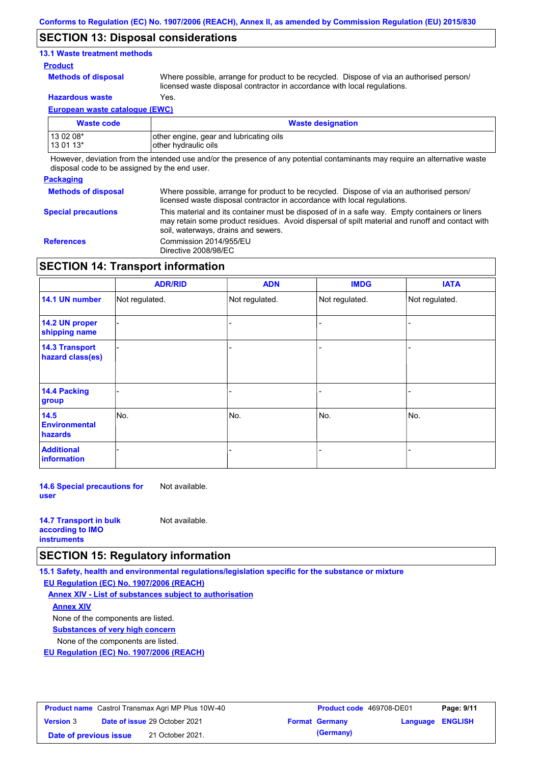## SECTION 13: Disposal considerations

### 13.1 Waste treatment methods

**Product**

**Methods of disposal** Where possible, arrange for product to be recycled. Dispose of via an authorised person/ licensed waste disposal contractor in accordance with local regulations.

**Hazardous waste** Yes.

**European waste catalogue (EWC)**

| Waste code | Waste designation |
|---|---|
| 13 02 08*<br>13 01 13* | other engine, gear and lubricating oils<br>other hydraulic oils |

However, deviation from the intended use and/or the presence of any potential contaminants may require an alternative waste disposal code to be assigned by the end user.

**Packaging**

**Methods of disposal** Where possible, arrange for product to be recycled. Dispose of via an authorised person/ licensed waste disposal contractor in accordance with local regulations.

**Special precautions** This material and its container must be disposed of in a safe way. Empty containers or liners may retain some product residues. Avoid dispersal of spilt material and runoff and contact with soil, waterways, drains and sewers.

**References** Commission 2014/955/EU
Directive 2008/98/EC

## SECTION 14: Transport information

| | ADR/RID | ADN | IMDG | IATA |
|---|---|---|---|---|
| **14.1 UN number** | Not regulated. | Not regulated. | Not regulated. | Not regulated. |
| **14.2 UN proper shipping name** | - | - | - | - |
| **14.3 Transport hazard class(es)** | - | - | - | - |
| **14.4 Packing group** | - | - | - | - |
| **14.5 Environmental hazards** | No. | No. | No. | No. |
| **Additional information** | - | - | - | - |

**14.6 Special precautions for user** Not available.

**14.7 Transport in bulk according to IMO instruments** Not available.

## SECTION 15: Regulatory information

### 15.1 Safety, health and environmental regulations/legislation specific for the substance or mixture

**EU Regulation (EC) No. 1907/2006 (REACH)**

**Annex XIV - List of substances subject to authorisation**

**Annex XIV**

None of the components are listed.

**Substances of very high concern**

None of the components are listed.

**EU Regulation (EC) No. 1907/2006 (REACH)**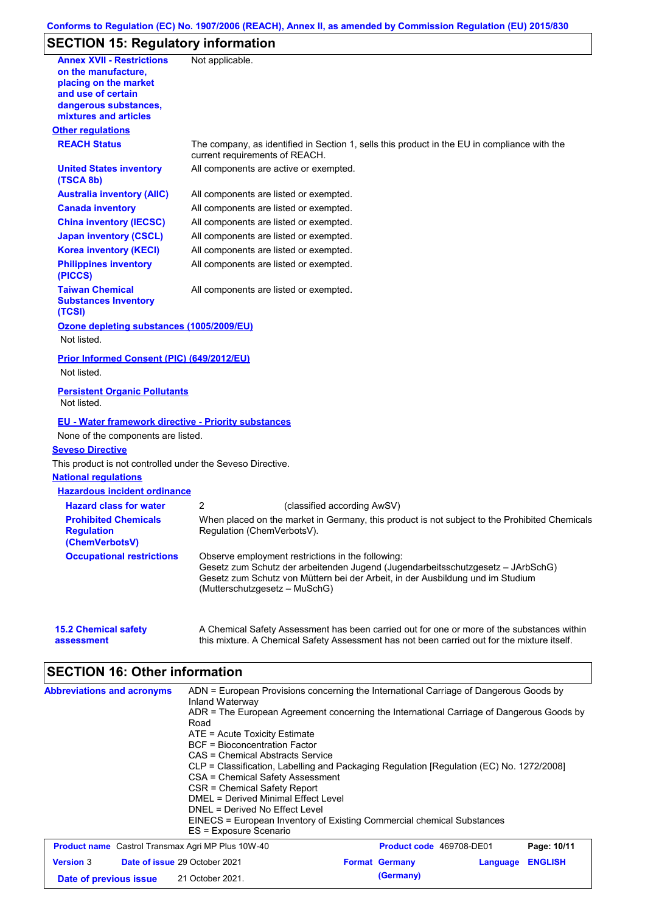## SECTION 15: Regulatory information

**Annex XVII - Restrictions on the manufacture, placing on the market and use of certain dangerous substances, mixtures and articles**: Not applicable.

### Other regulations

| | |
|---|---|
| **REACH Status** | The company, as identified in Section 1, sells this product in the EU in compliance with the current requirements of REACH. |
| **United States inventory (TSCA 8b)** | All components are active or exempted. |
| **Australia inventory (AIIC)** | All components are listed or exempted. |
| **Canada inventory** | All components are listed or exempted. |
| **China inventory (IECSC)** | All components are listed or exempted. |
| **Japan inventory (CSCL)** | All components are listed or exempted. |
| **Korea inventory (KECI)** | All components are listed or exempted. |
| **Philippines inventory (PICCS)** | All components are listed or exempted. |
| **Taiwan Chemical Substances Inventory (TCSI)** | All components are listed or exempted. |

**Ozone depleting substances (1005/2009/EU)**

Not listed.

**Prior Informed Consent (PIC) (649/2012/EU)**

Not listed.

**Persistent Organic Pollutants**

Not listed.

**EU - Water framework directive - Priority substances**

None of the components are listed.

### Seveso Directive

This product is not controlled under the Seveso Directive.

### National regulations

**Hazardous incident ordinance**

| | |
|---|---|
| **Hazard class for water** | 2 (classified according AwSV) |
| **Prohibited Chemicals Regulation (ChemVerbotsV)** | When placed on the market in Germany, this product is not subject to the Prohibited Chemicals Regulation (ChemVerbotsV). |
| **Occupational restrictions** | Observe employment restrictions in the following:<br>Gesetz zum Schutz der arbeitenden Jugend (Jugendarbeitsschutzgesetz – JArbSchG)<br>Gesetz zum Schutz von Müttern bei der Arbeit, in der Ausbildung und im Studium (Mutterschutzgesetz – MuSchG) |

**15.2 Chemical safety assessment**: A Chemical Safety Assessment has been carried out for one or more of the substances within this mixture. A Chemical Safety Assessment has not been carried out for the mixture itself.

## SECTION 16: Other information

**Abbreviations and acronyms**

ADN = European Provisions concerning the International Carriage of Dangerous Goods by Inland Waterway
ADR = The European Agreement concerning the International Carriage of Dangerous Goods by Road
ATE = Acute Toxicity Estimate
BCF = Bioconcentration Factor
CAS = Chemical Abstracts Service
CLP = Classification, Labelling and Packaging Regulation [Regulation (EC) No. 1272/2008]
CSA = Chemical Safety Assessment
CSR = Chemical Safety Report
DMEL = Derived Minimal Effect Level
DNEL = Derived No Effect Level
EINECS = European Inventory of Existing Commercial chemical Substances
ES = Exposure Scenario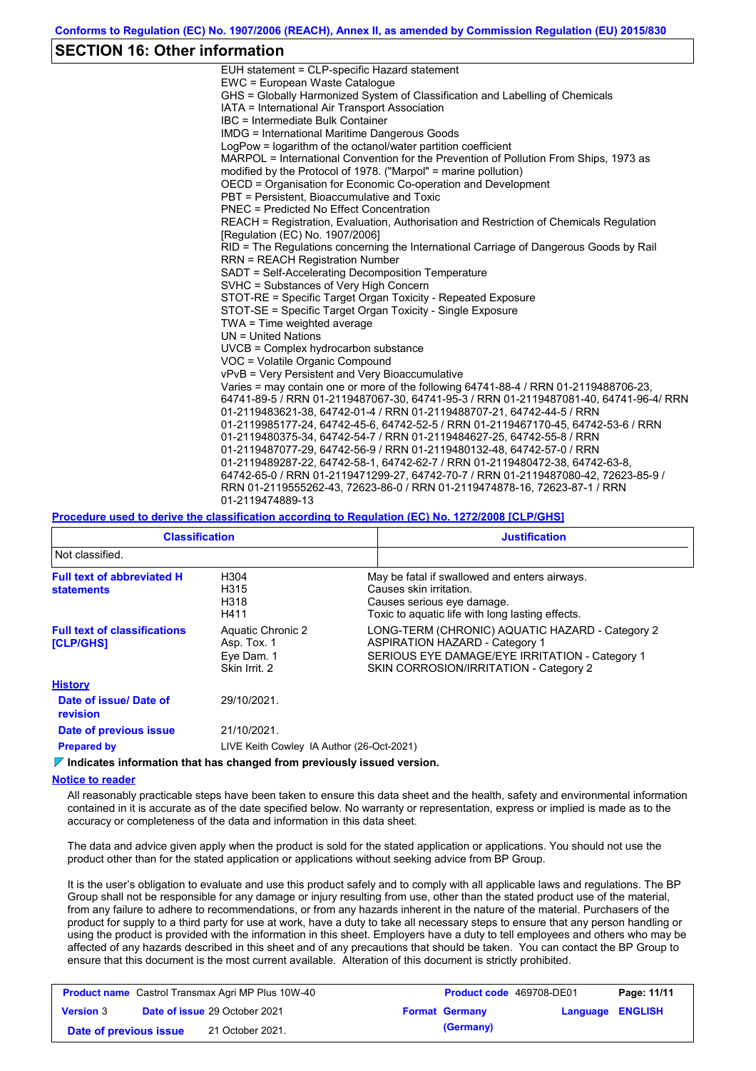## SECTION 16: Other information

EUH statement = CLP-specific Hazard statement
EWC = European Waste Catalogue
GHS = Globally Harmonized System of Classification and Labelling of Chemicals
IATA = International Air Transport Association
IBC = Intermediate Bulk Container
IMDG = International Maritime Dangerous Goods
LogPow = logarithm of the octanol/water partition coefficient
MARPOL = International Convention for the Prevention of Pollution From Ships, 1973 as modified by the Protocol of 1978. ("Marpol" = marine pollution)
OECD = Organisation for Economic Co-operation and Development
PBT = Persistent, Bioaccumulative and Toxic
PNEC = Predicted No Effect Concentration
REACH = Registration, Evaluation, Authorisation and Restriction of Chemicals Regulation [Regulation (EC) No. 1907/2006]
RID = The Regulations concerning the International Carriage of Dangerous Goods by Rail
RRN = REACH Registration Number
SADT = Self-Accelerating Decomposition Temperature
SVHC = Substances of Very High Concern
STOT-RE = Specific Target Organ Toxicity - Repeated Exposure
STOT-SE = Specific Target Organ Toxicity - Single Exposure
TWA = Time weighted average
UN = United Nations
UVCB = Complex hydrocarbon substance
VOC = Volatile Organic Compound
vPvB = Very Persistent and Very Bioaccumulative
Varies = may contain one or more of the following 64741-88-4 / RRN 01-2119488706-23, 64741-89-5 / RRN 01-2119487067-30, 64741-95-3 / RRN 01-2119487081-40, 64741-96-4/ RRN 01-2119483621-38, 64742-01-4 / RRN 01-2119488707-21, 64742-44-5 / RRN 01-2119985177-24, 64742-45-6, 64742-52-5 / RRN 01-2119467170-45, 64742-53-6 / RRN 01-2119480375-34, 64742-54-7 / RRN 01-2119484627-25, 64742-55-8 / RRN 01-2119487077-29, 64742-56-9 / RRN 01-2119480132-48, 64742-57-0 / RRN 01-2119489287-22, 64742-58-1, 64742-62-7 / RRN 01-2119480472-38, 64742-63-8, 64742-65-0 / RRN 01-2119471299-27, 64742-70-7 / RRN 01-2119487080-42, 72623-85-9 / RRN 01-2119555262-43, 72623-86-0 / RRN 01-2119474878-16, 72623-87-1 / RRN 01-2119474889-13

**Procedure used to derive the classification according to Regulation (EC) No. 1272/2008 [CLP/GHS]**

| Classification | Justification |
|---|---|
| Not classified. | |

**Full text of abbreviated H statements**

| | |
|---|---|
| H304 | May be fatal if swallowed and enters airways. |
| H315 | Causes skin irritation. |
| H318 | Causes serious eye damage. |
| H411 | Toxic to aquatic life with long lasting effects. |

**Full text of classifications [CLP/GHS]**

| | |
|---|---|
| Aquatic Chronic 2 | LONG-TERM (CHRONIC) AQUATIC HAZARD - Category 2 |
| Asp. Tox. 1 | ASPIRATION HAZARD - Category 1 |
| Eye Dam. 1 | SERIOUS EYE DAMAGE/EYE IRRITATION - Category 1 |
| Skin Irrit. 2 | SKIN CORROSION/IRRITATION - Category 2 |

**History**

**Date of issue/ Date of revision** 29/10/2021.

**Date of previous issue** 21/10/2021.

**Prepared by** LIVE Keith Cowley IA Author (26-Oct-2021)

**Indicates information that has changed from previously issued version.**

**Notice to reader**

All reasonably practicable steps have been taken to ensure this data sheet and the health, safety and environmental information contained in it is accurate as of the date specified below. No warranty or representation, express or implied is made as to the accuracy or completeness of the data and information in this data sheet.

The data and advice given apply when the product is sold for the stated application or applications. You should not use the product other than for the stated application or applications without seeking advice from BP Group.

It is the user's obligation to evaluate and use this product safely and to comply with all applicable laws and regulations. The BP Group shall not be responsible for any damage or injury resulting from use, other than the stated product use of the material, from any failure to adhere to recommendations, or from any hazards inherent in the nature of the material. Purchasers of the product for supply to a third party for use at work, have a duty to take all necessary steps to ensure that any person handling or using the product is provided with the information in this sheet. Employers have a duty to tell employees and others who may be affected of any hazards described in this sheet and of any precautions that should be taken. You can contact the BP Group to ensure that this document is the most current available. Alteration of this document is strictly prohibited.